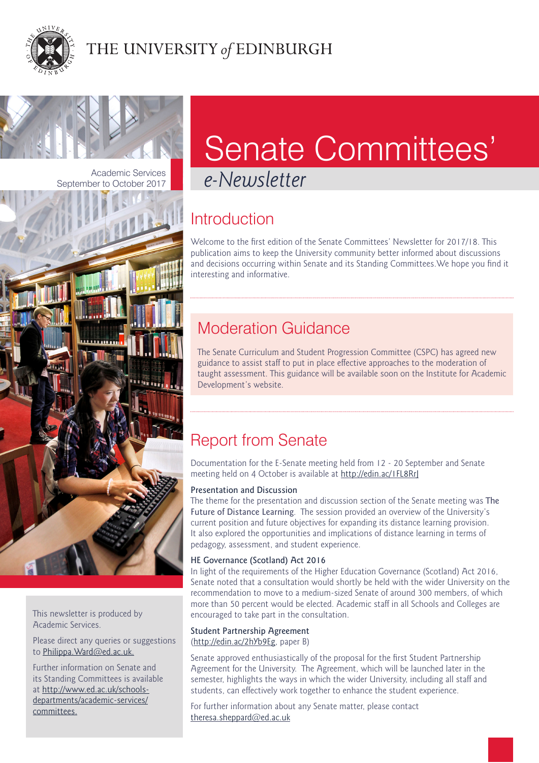THE UNIVERSITY *of* EDINBURGH

Academic Services
September to October 2017

# Senate Committees'

*e-Newsletter*

## Introduction

Welcome to the first edition of the Senate Committees' Newsletter for 2017/18. This publication aims to keep the University community better informed about discussions and decisions occurring within Senate and its Standing Committees.We hope you find it interesting and informative.

## Moderation Guidance

The Senate Curriculum and Student Progression Committee (CSPC) has agreed new guidance to assist staff to put in place effective approaches to the moderation of taught assessment. This guidance will be available soon on the Institute for Academic Development's website.

## Report from Senate

Documentation for the E-Senate meeting held from 12 - 20 September and Senate meeting held on 4 October is available at http://edin.ac/1FL8RrJ

### Presentation and Discussion

The theme for the presentation and discussion section of the Senate meeting was The Future of Distance Learning. The session provided an overview of the University's current position and future objectives for expanding its distance learning provision. It also explored the opportunities and implications of distance learning in terms of pedagogy, assessment, and student experience.

### HE Governance (Scotland) Act 2016

In light of the requirements of the Higher Education Governance (Scotland) Act 2016, Senate noted that a consultation would shortly be held with the wider University on the recommendation to move to a medium-sized Senate of around 300 members, of which more than 50 percent would be elected. Academic staff in all Schools and Colleges are encouraged to take part in the consultation.

### Student Partnership Agreement

(http://edin.ac/2hYb9Eg, paper B)

Senate approved enthusiastically of the proposal for the first Student Partnership Agreement for the University. The Agreement, which will be launched later in the semester, highlights the ways in which the wider University, including all staff and students, can effectively work together to enhance the student experience.

For further information about any Senate matter, please contact theresa.sheppard@ed.ac.uk

---

This newsletter is produced by Academic Services.

Please direct any queries or suggestions to Philippa.Ward@ed.ac.uk.

Further information on Senate and its Standing Committees is available at http://www.ed.ac.uk/schools-departments/academic-services/committees.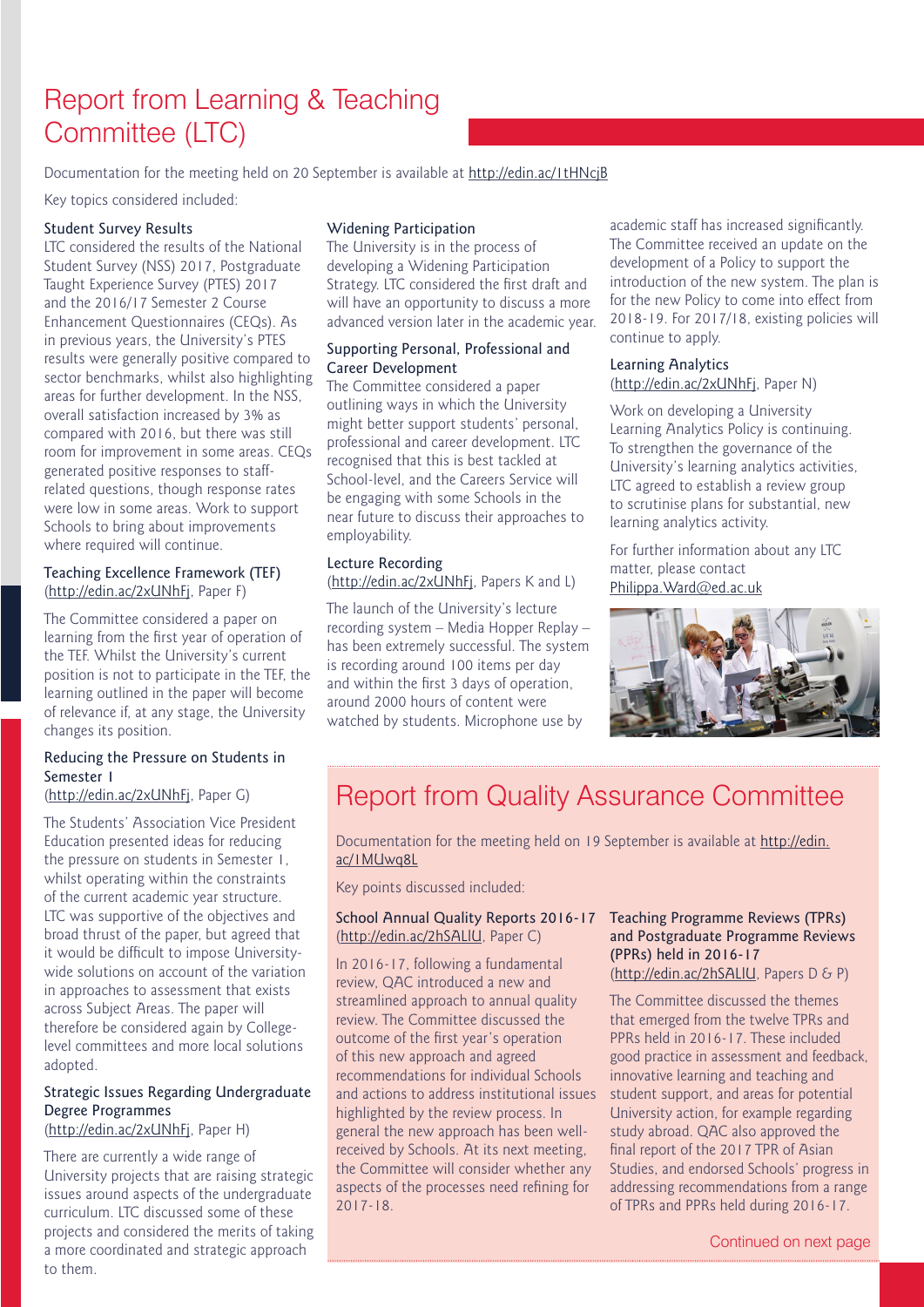# Report from Learning & Teaching Committee (LTC)

Documentation for the meeting held on 20 September is available at http://edin.ac/1tHNcjB

Key topics considered included:

### Student Survey Results

LTC considered the results of the National Student Survey (NSS) 2017, Postgraduate Taught Experience Survey (PTES) 2017 and the 2016/17 Semester 2 Course Enhancement Questionnaires (CEQs). As in previous years, the University's PTES results were generally positive compared to sector benchmarks, whilst also highlighting areas for further development. In the NSS, overall satisfaction increased by 3% as compared with 2016, but there was still room for improvement in some areas. CEQs generated positive responses to staff-related questions, though response rates were low in some areas. Work to support Schools to bring about improvements where required will continue.

### Teaching Excellence Framework (TEF)

(http://edin.ac/2xUNhFj, Paper F)

The Committee considered a paper on learning from the first year of operation of the TEF. Whilst the University's current position is not to participate in the TEF, the learning outlined in the paper will become of relevance if, at any stage, the University changes its position.

### Reducing the Pressure on Students in Semester 1

(http://edin.ac/2xUNhFj, Paper G)

The Students' Association Vice President Education presented ideas for reducing the pressure on students in Semester 1, whilst operating within the constraints of the current academic year structure. LTC was supportive of the objectives and broad thrust of the paper, but agreed that it would be difficult to impose University-wide solutions on account of the variation in approaches to assessment that exists across Subject Areas. The paper will therefore be considered again by College-level committees and more local solutions adopted.

### Strategic Issues Regarding Undergraduate Degree Programmes

(http://edin.ac/2xUNhFj, Paper H)

There are currently a wide range of University projects that are raising strategic issues around aspects of the undergraduate curriculum. LTC discussed some of these projects and considered the merits of taking a more coordinated and strategic approach to them.

### Widening Participation

The University is in the process of developing a Widening Participation Strategy. LTC considered the first draft and will have an opportunity to discuss a more advanced version later in the academic year.

### Supporting Personal, Professional and Career Development

The Committee considered a paper outlining ways in which the University might better support students' personal, professional and career development. LTC recognised that this is best tackled at School-level, and the Careers Service will be engaging with some Schools in the near future to discuss their approaches to employability.

### Lecture Recording

(http://edin.ac/2xUNhFj, Papers K and L)

The launch of the University's lecture recording system – Media Hopper Replay – has been extremely successful. The system is recording around 100 items per day and within the first 3 days of operation, around 2000 hours of content were watched by students. Microphone use by academic staff has increased significantly. The Committee received an update on the development of a Policy to support the introduction of the new system. The plan is for the new Policy to come into effect from 2018-19. For 2017/18, existing policies will continue to apply.

### Learning Analytics

(http://edin.ac/2xUNhFj, Paper N)

Work on developing a University Learning Analytics Policy is continuing. To strengthen the governance of the University's learning analytics activities, LTC agreed to establish a review group to scrutinise plans for substantial, new learning analytics activity.

For further information about any LTC matter, please contact Philippa.Ward@ed.ac.uk

# Report from Quality Assurance Committee

Documentation for the meeting held on 19 September is available at http://edin.ac/1MUwq8L

Key points discussed included:

### School Annual Quality Reports 2016-17

(http://edin.ac/2hSALlU, Paper C)

In 2016-17, following a fundamental review, QAC introduced a new and streamlined approach to annual quality review. The Committee discussed the outcome of the first year's operation of this new approach and agreed recommendations for individual Schools and actions to address institutional issues highlighted by the review process. In general the new approach has been well-received by Schools. At its next meeting, the Committee will consider whether any aspects of the processes need refining for 2017-18.

### Teaching Programme Reviews (TPRs) and Postgraduate Programme Reviews (PPRs) held in 2016-17

(http://edin.ac/2hSALlU, Papers D & P)

The Committee discussed the themes that emerged from the twelve TPRs and PPRs held in 2016-17. These included good practice in assessment and feedback, innovative learning and teaching and student support, and areas for potential University action, for example regarding study abroad. QAC also approved the final report of the 2017 TPR of Asian Studies, and endorsed Schools' progress in addressing recommendations from a range of TPRs and PPRs held during 2016-17.

Continued on next page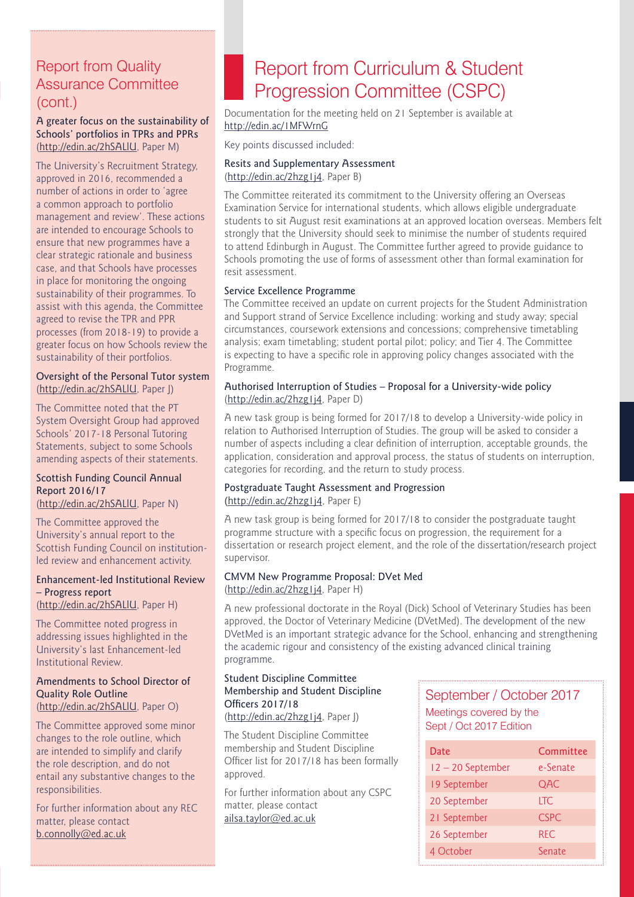## Report from Quality Assurance Committee (cont.)

### A greater focus on the sustainability of Schools' portfolios in TPRs and PPRs
(http://edin.ac/2hSAlIU, Paper M)

The University's Recruitment Strategy, approved in 2016, recommended a number of actions in order to 'agree a common approach to portfolio management and review'. These actions are intended to encourage Schools to ensure that new programmes have a clear strategic rationale and business case, and that Schools have processes in place for monitoring the ongoing sustainability of their programmes. To assist with this agenda, the Committee agreed to revise the TPR and PPR processes (from 2018-19) to provide a greater focus on how Schools review the sustainability of their portfolios.

### Oversight of the Personal Tutor system
(http://edin.ac/2hSAlIU, Paper J)

The Committee noted that the PT System Oversight Group had approved Schools' 2017-18 Personal Tutoring Statements, subject to some Schools amending aspects of their statements.

### Scottish Funding Council Annual Report 2016/17
(http://edin.ac/2hSAlIU, Paper N)

The Committee approved the University's annual report to the Scottish Funding Council on institution-led review and enhancement activity.

### Enhancement-led Institutional Review – Progress report
(http://edin.ac/2hSAlIU, Paper H)

The Committee noted progress in addressing issues highlighted in the University's last Enhancement-led Institutional Review.

### Amendments to School Director of Quality Role Outline
(http://edin.ac/2hSAlIU, Paper O)

The Committee approved some minor changes to the role outline, which are intended to simplify and clarify the role description, and do not entail any substantive changes to the responsibilities.

For further information about any REC matter, please contact b.connolly@ed.ac.uk

## Report from Curriculum & Student Progression Committee (CSPC)

Documentation for the meeting held on 21 September is available at http://edin.ac/1MFWrnG

Key points discussed included:

### Resits and Supplementary Assessment
(http://edin.ac/2hzg1j4, Paper B)

The Committee reiterated its commitment to the University offering an Overseas Examination Service for international students, which allows eligible undergraduate students to sit August resit examinations at an approved location overseas. Members felt strongly that the University should seek to minimise the number of students required to attend Edinburgh in August. The Committee further agreed to provide guidance to Schools promoting the use of forms of assessment other than formal examination for resit assessment.

### Service Excellence Programme

The Committee received an update on current projects for the Student Administration and Support strand of Service Excellence including: working and study away; special circumstances, coursework extensions and concessions; comprehensive timetabling analysis; exam timetabling; student portal pilot; policy; and Tier 4. The Committee is expecting to have a specific role in approving policy changes associated with the Programme.

### Authorised Interruption of Studies – Proposal for a University-wide policy
(http://edin.ac/2hzg1j4, Paper D)

A new task group is being formed for 2017/18 to develop a University-wide policy in relation to Authorised Interruption of Studies. The group will be asked to consider a number of aspects including a clear definition of interruption, acceptable grounds, the application, consideration and approval process, the status of students on interruption, categories for recording, and the return to study process.

### Postgraduate Taught Assessment and Progression
(http://edin.ac/2hzg1j4, Paper E)

A new task group is being formed for 2017/18 to consider the postgraduate taught programme structure with a specific focus on progression, the requirement for a dissertation or research project element, and the role of the dissertation/research project supervisor.

### CMVM New Programme Proposal: DVet Med
(http://edin.ac/2hzg1j4, Paper H)

A new professional doctorate in the Royal (Dick) School of Veterinary Studies has been approved, the Doctor of Veterinary Medicine (DVetMed). The development of the new DVetMed is an important strategic advance for the School, enhancing and strengthening the academic rigour and consistency of the existing advanced clinical training programme.

### Student Discipline Committee Membership and Student Discipline Officers 2017/18
(http://edin.ac/2hzg1j4, Paper J)

The Student Discipline Committee membership and Student Discipline Officer list for 2017/18 has been formally approved.

For further information about any CSPC matter, please contact ailsa.taylor@ed.ac.uk

## September / October 2017

Meetings covered by the Sept / Oct 2017 Edition

| Date | Committee |
|---|---|
| 12 – 20 September | e-Senate |
| 19 September | QAC |
| 20 September | LTC |
| 21 September | CSPC |
| 26 September | REC |
| 4 October | Senate |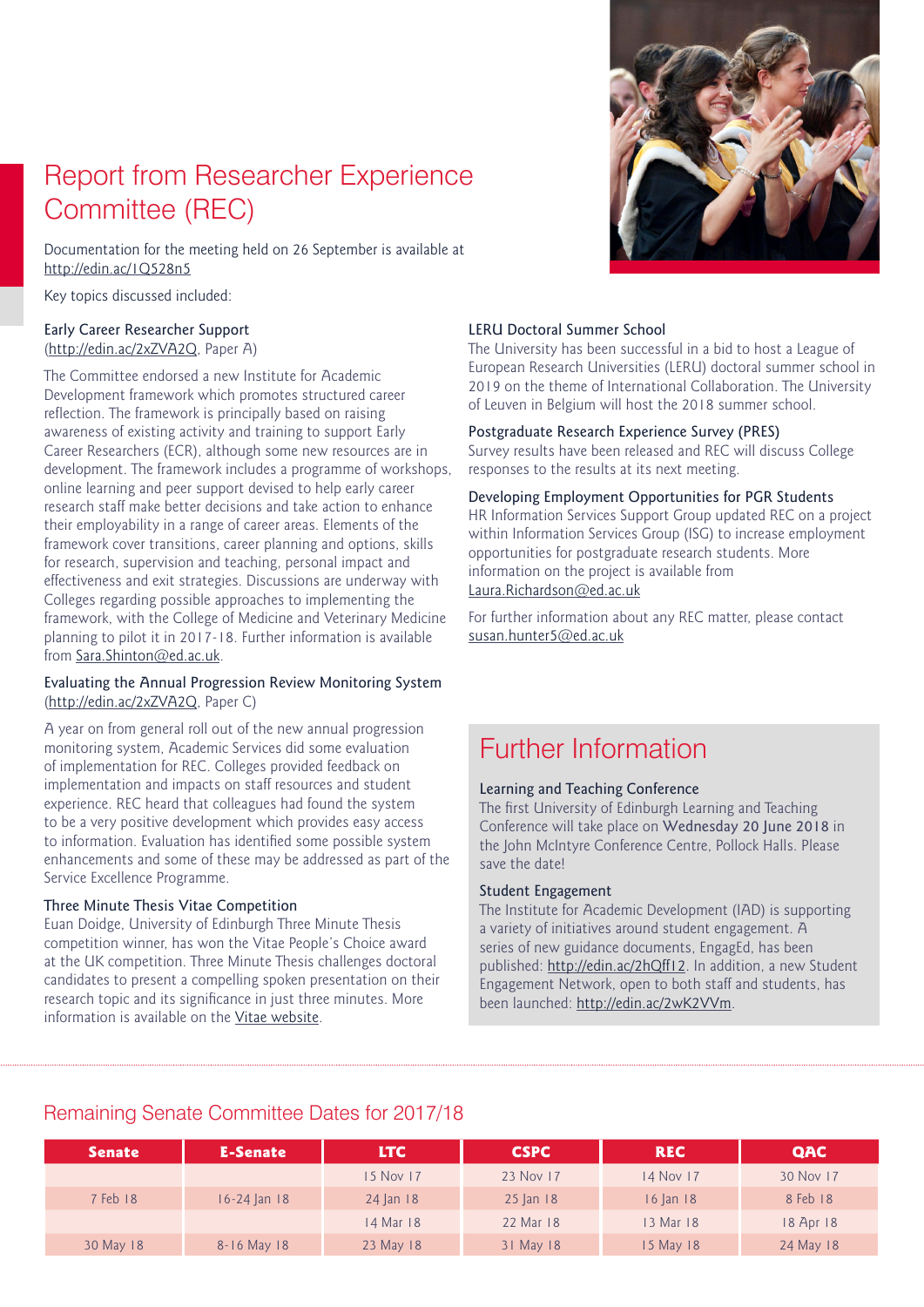# Report from Researcher Experience Committee (REC)

Documentation for the meeting held on 26 September is available at http://edin.ac/1Q528n5

Key topics discussed included:

### Early Career Researcher Support

(http://edin.ac/2xZVA2Q, Paper A)

The Committee endorsed a new Institute for Academic Development framework which promotes structured career reflection. The framework is principally based on raising awareness of existing activity and training to support Early Career Researchers (ECR), although some new resources are in development. The framework includes a programme of workshops, online learning and peer support devised to help early career research staff make better decisions and take action to enhance their employability in a range of career areas. Elements of the framework cover transitions, career planning and options, skills for research, supervision and teaching, personal impact and effectiveness and exit strategies. Discussions are underway with Colleges regarding possible approaches to implementing the framework, with the College of Medicine and Veterinary Medicine planning to pilot it in 2017-18. Further information is available from Sara.Shinton@ed.ac.uk.

### Evaluating the Annual Progression Review Monitoring System

(http://edin.ac/2xZVA2Q, Paper C)

A year on from general roll out of the new annual progression monitoring system, Academic Services did some evaluation of implementation for REC. Colleges provided feedback on implementation and impacts on staff resources and student experience. REC heard that colleagues had found the system to be a very positive development which provides easy access to information. Evaluation has identified some possible system enhancements and some of these may be addressed as part of the Service Excellence Programme.

### Three Minute Thesis Vitae Competition

Euan Doidge, University of Edinburgh Three Minute Thesis competition winner, has won the Vitae People's Choice award at the UK competition. Three Minute Thesis challenges doctoral candidates to present a compelling spoken presentation on their research topic and its significance in just three minutes. More information is available on the Vitae website.

### LERU Doctoral Summer School

The University has been successful in a bid to host a League of European Research Universities (LERU) doctoral summer school in 2019 on the theme of International Collaboration. The University of Leuven in Belgium will host the 2018 summer school.

### Postgraduate Research Experience Survey (PRES)

Survey results have been released and REC will discuss College responses to the results at its next meeting.

### Developing Employment Opportunities for PGR Students

HR Information Services Support Group updated REC on a project within Information Services Group (ISG) to increase employment opportunities for postgraduate research students. More information on the project is available from Laura.Richardson@ed.ac.uk

For further information about any REC matter, please contact susan.hunter5@ed.ac.uk

# Further Information

### Learning and Teaching Conference

The first University of Edinburgh Learning and Teaching Conference will take place on **Wednesday 20 June 2018** in the John McIntyre Conference Centre, Pollock Halls. Please save the date!

### Student Engagement

The Institute for Academic Development (IAD) is supporting a variety of initiatives around student engagement. A series of new guidance documents, EngagEd, has been published: http://edin.ac/2hQfI12. In addition, a new Student Engagement Network, open to both staff and students, has been launched: http://edin.ac/2wK2VVm.

## Remaining Senate Committee Dates for 2017/18

| Senate | E-Senate | LTC | CSPC | REC | QAC |
|---|---|---|---|---|---|
| | | 15 Nov 17 | 23 Nov 17 | 14 Nov 17 | 30 Nov 17 |
| 7 Feb 18 | 16-24 Jan 18 | 24 Jan 18 | 25 Jan 18 | 16 Jan 18 | 8 Feb 18 |
| | | 14 Mar 18 | 22 Mar 18 | 13 Mar 18 | 18 Apr 18 |
| 30 May 18 | 8-16 May 18 | 23 May 18 | 31 May 18 | 15 May 18 | 24 May 18 |